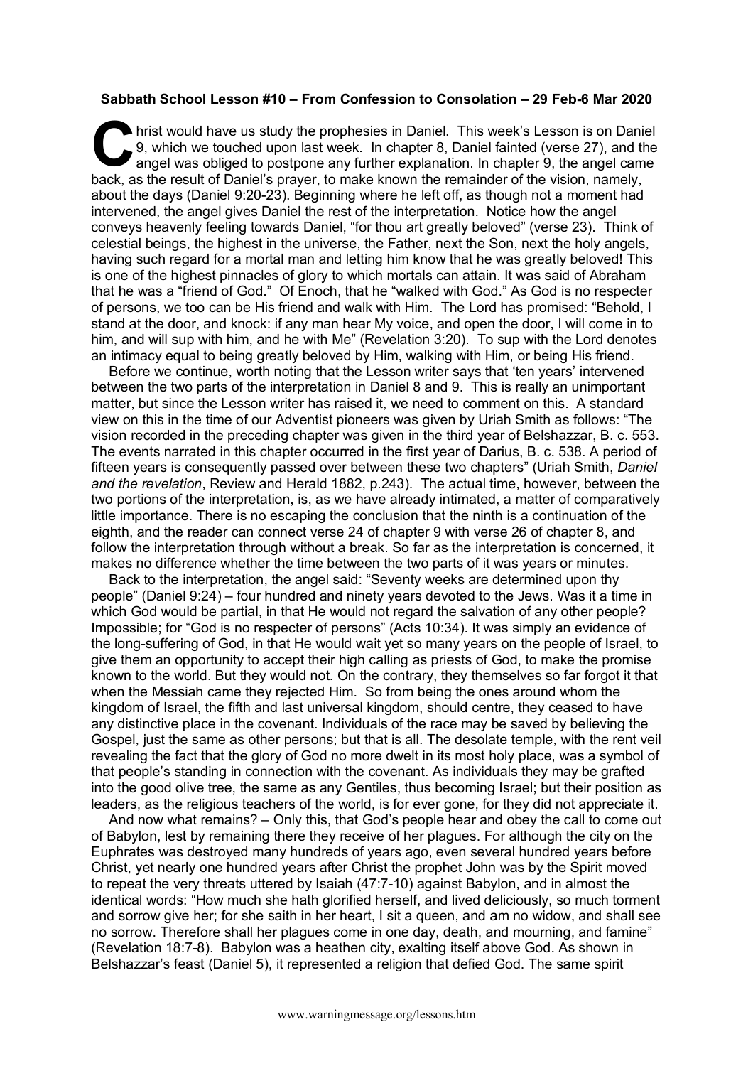**Sabbath School Lesson #10 – From Confession to Consolation – 29 Feb-6 Mar 2020**

Christ would have us study the prophesies in Daniel. This week's Lesson is on Daniel 9, which we touched upon last week. In chapter 8, Daniel fainted (verse 27), and the angel was obliged to postpone any further explanation. In chapter 9, the angel came back, as the result of Daniel's prayer, to make known the remainder of the vision, namely, about the days (Daniel 9:20-23). Beginning where he left off, as though not a moment had intervened, the angel gives Daniel the rest of the interpretation. Notice how the angel conveys heavenly feeling towards Daniel, "for thou art greatly beloved" (verse 23). Think of celestial beings, the highest in the universe, the Father, next the Son, next the holy angels, having such regard for a mortal man and letting him know that he was greatly beloved! This is one of the highest pinnacles of glory to which mortals can attain. It was said of Abraham that he was a "friend of God." Of Enoch, that he "walked with God." As God is no respecter of persons, we too can be His friend and walk with Him. The Lord has promised: "Behold, I stand at the door, and knock: if any man hear My voice, and open the door, I will come in to him, and will sup with him, and he with Me" (Revelation 3:20). To sup with the Lord denotes an intimacy equal to being greatly beloved by Him, walking with Him, or being His friend.

Before we continue, worth noting that the Lesson writer says that 'ten years' intervened between the two parts of the interpretation in Daniel 8 and 9. This is really an unimportant matter, but since the Lesson writer has raised it, we need to comment on this. A standard view on this in the time of our Adventist pioneers was given by Uriah Smith as follows: "The vision recorded in the preceding chapter was given in the third year of Belshazzar, B. c. 553. The events narrated in this chapter occurred in the first year of Darius, B. c. 538. A period of fifteen years is consequently passed over between these two chapters" (Uriah Smith, *Daniel and the revelation*, Review and Herald 1882, p.243). The actual time, however, between the two portions of the interpretation, is, as we have already intimated, a matter of comparatively little importance. There is no escaping the conclusion that the ninth is a continuation of the eighth, and the reader can connect verse 24 of chapter 9 with verse 26 of chapter 8, and follow the interpretation through without a break. So far as the interpretation is concerned, it makes no difference whether the time between the two parts of it was years or minutes.

Back to the interpretation, the angel said: "Seventy weeks are determined upon thy people" (Daniel 9:24) – four hundred and ninety years devoted to the Jews. Was it a time in which God would be partial, in that He would not regard the salvation of any other people? Impossible; for "God is no respecter of persons" (Acts 10:34). It was simply an evidence of the long-suffering of God, in that He would wait yet so many years on the people of Israel, to give them an opportunity to accept their high calling as priests of God, to make the promise known to the world. But they would not. On the contrary, they themselves so far forgot it that when the Messiah came they rejected Him. So from being the ones around whom the kingdom of Israel, the fifth and last universal kingdom, should centre, they ceased to have any distinctive place in the covenant. Individuals of the race may be saved by believing the Gospel, just the same as other persons; but that is all. The desolate temple, with the rent veil revealing the fact that the glory of God no more dwelt in its most holy place, was a symbol of that people's standing in connection with the covenant. As individuals they may be grafted into the good olive tree, the same as any Gentiles, thus becoming Israel; but their position as leaders, as the religious teachers of the world, is for ever gone, for they did not appreciate it.

And now what remains? – Only this, that God's people hear and obey the call to come out of Babylon, lest by remaining there they receive of her plagues. For although the city on the Euphrates was destroyed many hundreds of years ago, even several hundred years before Christ, yet nearly one hundred years after Christ the prophet John was by the Spirit moved to repeat the very threats uttered by Isaiah (47:7-10) against Babylon, and in almost the identical words: "How much she hath glorified herself, and lived deliciously, so much torment and sorrow give her; for she saith in her heart, I sit a queen, and am no widow, and shall see no sorrow. Therefore shall her plagues come in one day, death, and mourning, and famine" (Revelation 18:7-8). Babylon was a heathen city, exalting itself above God. As shown in Belshazzar's feast (Daniel 5), it represented a religion that defied God. The same spirit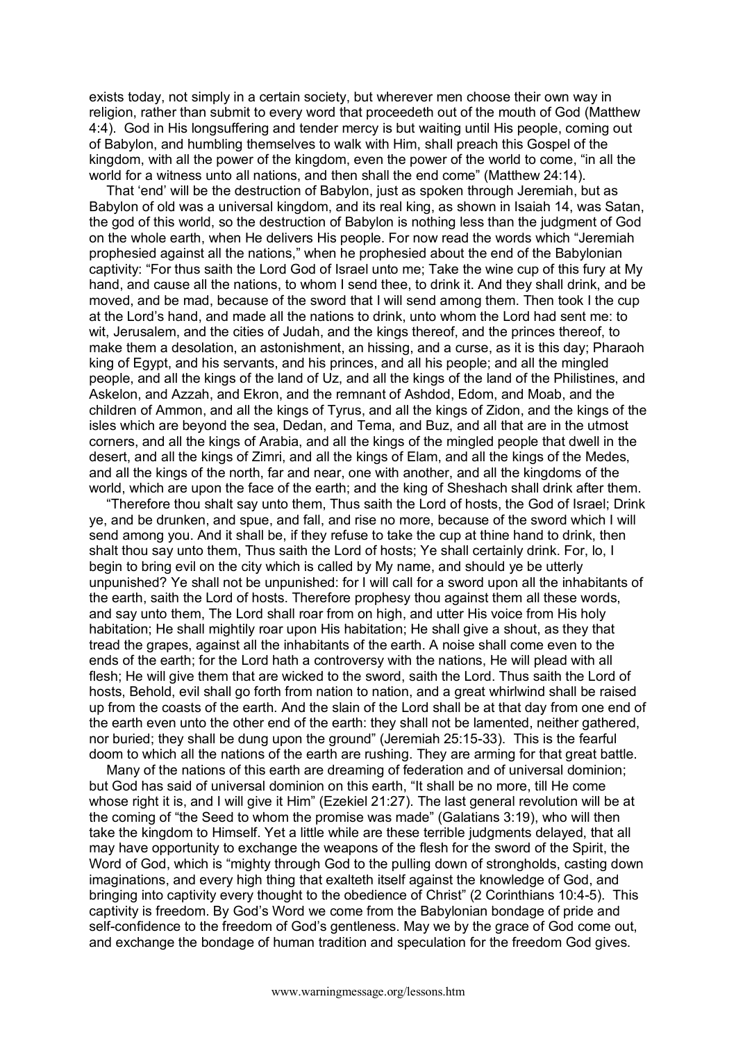exists today, not simply in a certain society, but wherever men choose their own way in religion, rather than submit to every word that proceedeth out of the mouth of God (Matthew 4:4). God in His longsuffering and tender mercy is but waiting until His people, coming out of Babylon, and humbling themselves to walk with Him, shall preach this Gospel of the kingdom, with all the power of the kingdom, even the power of the world to come, "in all the world for a witness unto all nations, and then shall the end come" (Matthew 24:14).

That 'end' will be the destruction of Babylon, just as spoken through Jeremiah, but as Babylon of old was a universal kingdom, and its real king, as shown in Isaiah 14, was Satan, the god of this world, so the destruction of Babylon is nothing less than the judgment of God on the whole earth, when He delivers His people. For now read the words which "Jeremiah prophesied against all the nations," when he prophesied about the end of the Babylonian captivity: "For thus saith the Lord God of Israel unto me; Take the wine cup of this fury at My hand, and cause all the nations, to whom I send thee, to drink it. And they shall drink, and be moved, and be mad, because of the sword that I will send among them. Then took I the cup at the Lord's hand, and made all the nations to drink, unto whom the Lord had sent me: to wit, Jerusalem, and the cities of Judah, and the kings thereof, and the princes thereof, to make them a desolation, an astonishment, an hissing, and a curse, as it is this day; Pharaoh king of Egypt, and his servants, and his princes, and all his people; and all the mingled people, and all the kings of the land of Uz, and all the kings of the land of the Philistines, and Askelon, and Azzah, and Ekron, and the remnant of Ashdod, Edom, and Moab, and the children of Ammon, and all the kings of Tyrus, and all the kings of Zidon, and the kings of the isles which are beyond the sea, Dedan, and Tema, and Buz, and all that are in the utmost corners, and all the kings of Arabia, and all the kings of the mingled people that dwell in the desert, and all the kings of Zimri, and all the kings of Elam, and all the kings of the Medes, and all the kings of the north, far and near, one with another, and all the kingdoms of the world, which are upon the face of the earth; and the king of Sheshach shall drink after them.

"Therefore thou shalt say unto them, Thus saith the Lord of hosts, the God of Israel; Drink ye, and be drunken, and spue, and fall, and rise no more, because of the sword which I will send among you. And it shall be, if they refuse to take the cup at thine hand to drink, then shalt thou say unto them, Thus saith the Lord of hosts; Ye shall certainly drink. For, lo, I begin to bring evil on the city which is called by My name, and should ye be utterly unpunished? Ye shall not be unpunished: for I will call for a sword upon all the inhabitants of the earth, saith the Lord of hosts. Therefore prophesy thou against them all these words, and say unto them, The Lord shall roar from on high, and utter His voice from His holy habitation; He shall mightily roar upon His habitation; He shall give a shout, as they that tread the grapes, against all the inhabitants of the earth. A noise shall come even to the ends of the earth; for the Lord hath a controversy with the nations, He will plead with all flesh; He will give them that are wicked to the sword, saith the Lord. Thus saith the Lord of hosts, Behold, evil shall go forth from nation to nation, and a great whirlwind shall be raised up from the coasts of the earth. And the slain of the Lord shall be at that day from one end of the earth even unto the other end of the earth: they shall not be lamented, neither gathered, nor buried; they shall be dung upon the ground" (Jeremiah 25:15-33). This is the fearful doom to which all the nations of the earth are rushing. They are arming for that great battle.

Many of the nations of this earth are dreaming of federation and of universal dominion; but God has said of universal dominion on this earth, "It shall be no more, till He come whose right it is, and I will give it Him" (Ezekiel 21:27). The last general revolution will be at the coming of "the Seed to whom the promise was made" (Galatians 3:19), who will then take the kingdom to Himself. Yet a little while are these terrible judgments delayed, that all may have opportunity to exchange the weapons of the flesh for the sword of the Spirit, the Word of God, which is "mighty through God to the pulling down of strongholds, casting down imaginations, and every high thing that exalteth itself against the knowledge of God, and bringing into captivity every thought to the obedience of Christ" (2 Corinthians 10:4-5). This captivity is freedom. By God's Word we come from the Babylonian bondage of pride and self-confidence to the freedom of God's gentleness. May we by the grace of God come out, and exchange the bondage of human tradition and speculation for the freedom God gives.

www.warningmessage.org/lessons.htm